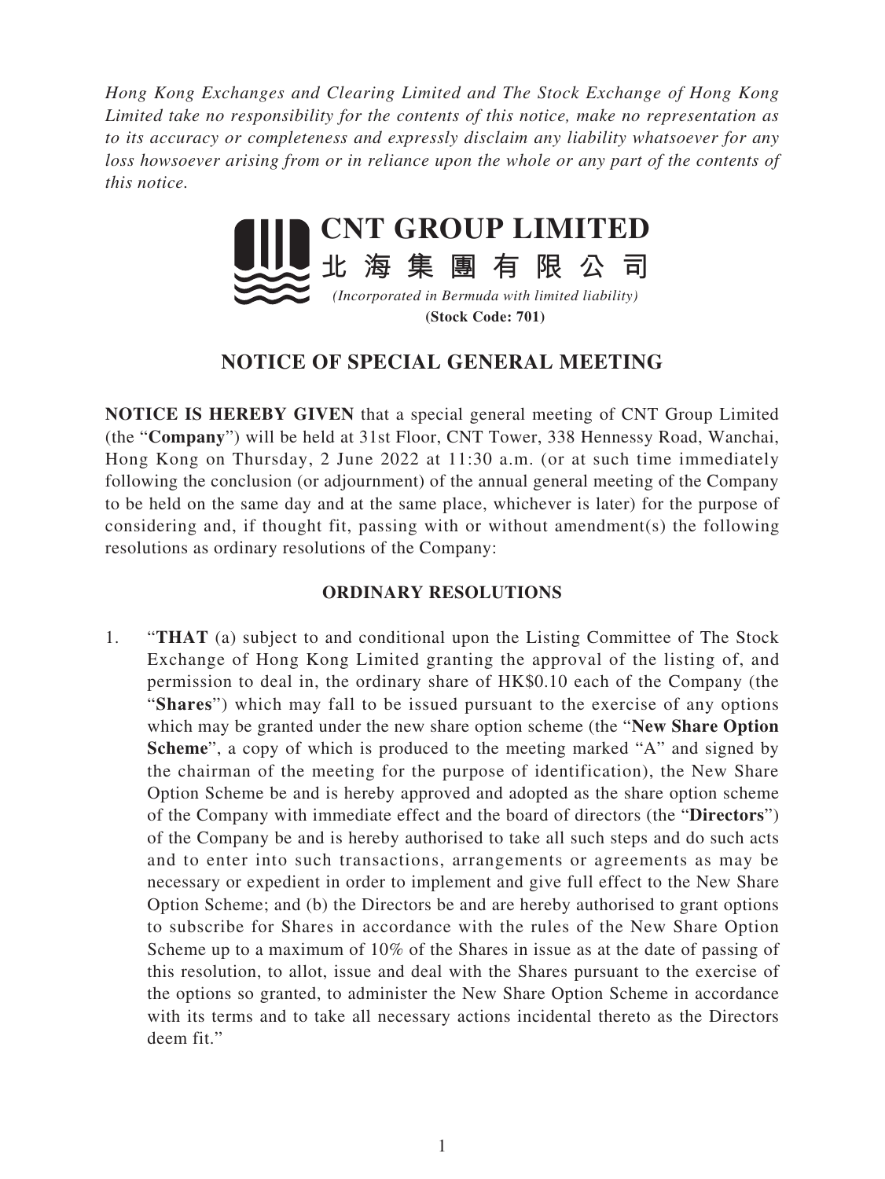*Hong Kong Exchanges and Clearing Limited and The Stock Exchange of Hong Kong Limited take no responsibility for the contents of this notice, make no representation as to its accuracy or completeness and expressly disclaim any liability whatsoever for any loss howsoever arising from or in reliance upon the whole or any part of the contents of this notice.*

# CNT GROUP LIMITED
# 北 海 集 團 有 限 公 司

*(Incorporated in Bermuda with limited liability)*

**(Stock Code: 701)**

## NOTICE OF SPECIAL GENERAL MEETING

**NOTICE IS HEREBY GIVEN** that a special general meeting of CNT Group Limited (the "**Company**") will be held at 31st Floor, CNT Tower, 338 Hennessy Road, Wanchai, Hong Kong on Thursday, 2 June 2022 at 11:30 a.m. (or at such time immediately following the conclusion (or adjournment) of the annual general meeting of the Company to be held on the same day and at the same place, whichever is later) for the purpose of considering and, if thought fit, passing with or without amendment(s) the following resolutions as ordinary resolutions of the Company:

### ORDINARY RESOLUTIONS

1. "**THAT** (a) subject to and conditional upon the Listing Committee of The Stock Exchange of Hong Kong Limited granting the approval of the listing of, and permission to deal in, the ordinary share of HK$0.10 each of the Company (the "**Shares**") which may fall to be issued pursuant to the exercise of any options which may be granted under the new share option scheme (the "**New Share Option Scheme**", a copy of which is produced to the meeting marked "A" and signed by the chairman of the meeting for the purpose of identification), the New Share Option Scheme be and is hereby approved and adopted as the share option scheme of the Company with immediate effect and the board of directors (the "**Directors**") of the Company be and is hereby authorised to take all such steps and do such acts and to enter into such transactions, arrangements or agreements as may be necessary or expedient in order to implement and give full effect to the New Share Option Scheme; and (b) the Directors be and are hereby authorised to grant options to subscribe for Shares in accordance with the rules of the New Share Option Scheme up to a maximum of 10% of the Shares in issue as at the date of passing of this resolution, to allot, issue and deal with the Shares pursuant to the exercise of the options so granted, to administer the New Share Option Scheme in accordance with its terms and to take all necessary actions incidental thereto as the Directors deem fit."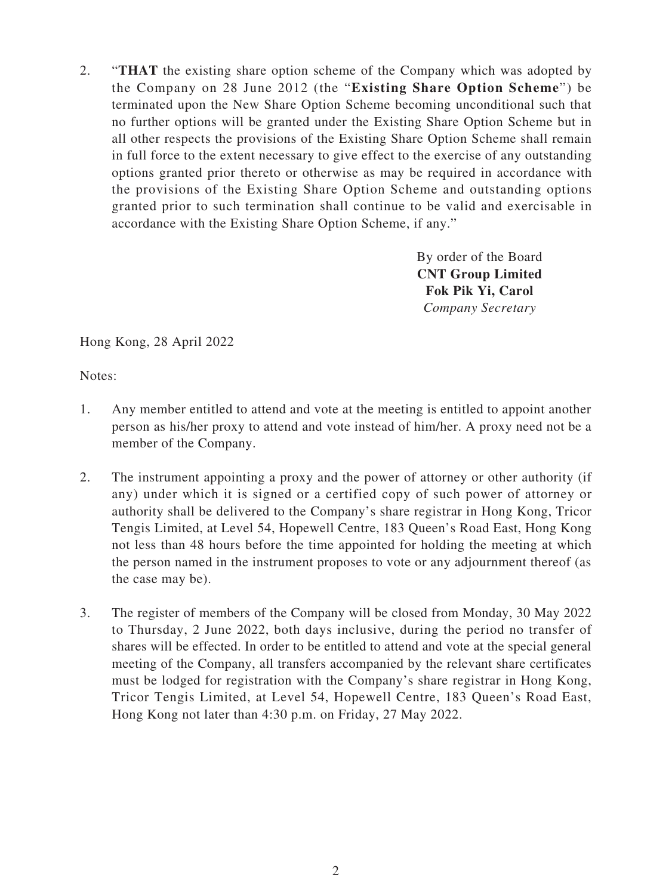2. "**THAT** the existing share option scheme of the Company which was adopted by the Company on 28 June 2012 (the "**Existing Share Option Scheme**") be terminated upon the New Share Option Scheme becoming unconditional such that no further options will be granted under the Existing Share Option Scheme but in all other respects the provisions of the Existing Share Option Scheme shall remain in full force to the extent necessary to give effect to the exercise of any outstanding options granted prior thereto or otherwise as may be required in accordance with the provisions of the Existing Share Option Scheme and outstanding options granted prior to such termination shall continue to be valid and exercisable in accordance with the Existing Share Option Scheme, if any."

By order of the Board
**CNT Group Limited**
**Fok Pik Yi, Carol**
*Company Secretary*

Hong Kong, 28 April 2022

Notes:

1. Any member entitled to attend and vote at the meeting is entitled to appoint another person as his/her proxy to attend and vote instead of him/her. A proxy need not be a member of the Company.

2. The instrument appointing a proxy and the power of attorney or other authority (if any) under which it is signed or a certified copy of such power of attorney or authority shall be delivered to the Company's share registrar in Hong Kong, Tricor Tengis Limited, at Level 54, Hopewell Centre, 183 Queen's Road East, Hong Kong not less than 48 hours before the time appointed for holding the meeting at which the person named in the instrument proposes to vote or any adjournment thereof (as the case may be).

3. The register of members of the Company will be closed from Monday, 30 May 2022 to Thursday, 2 June 2022, both days inclusive, during the period no transfer of shares will be effected. In order to be entitled to attend and vote at the special general meeting of the Company, all transfers accompanied by the relevant share certificates must be lodged for registration with the Company's share registrar in Hong Kong, Tricor Tengis Limited, at Level 54, Hopewell Centre, 183 Queen's Road East, Hong Kong not later than 4:30 p.m. on Friday, 27 May 2022.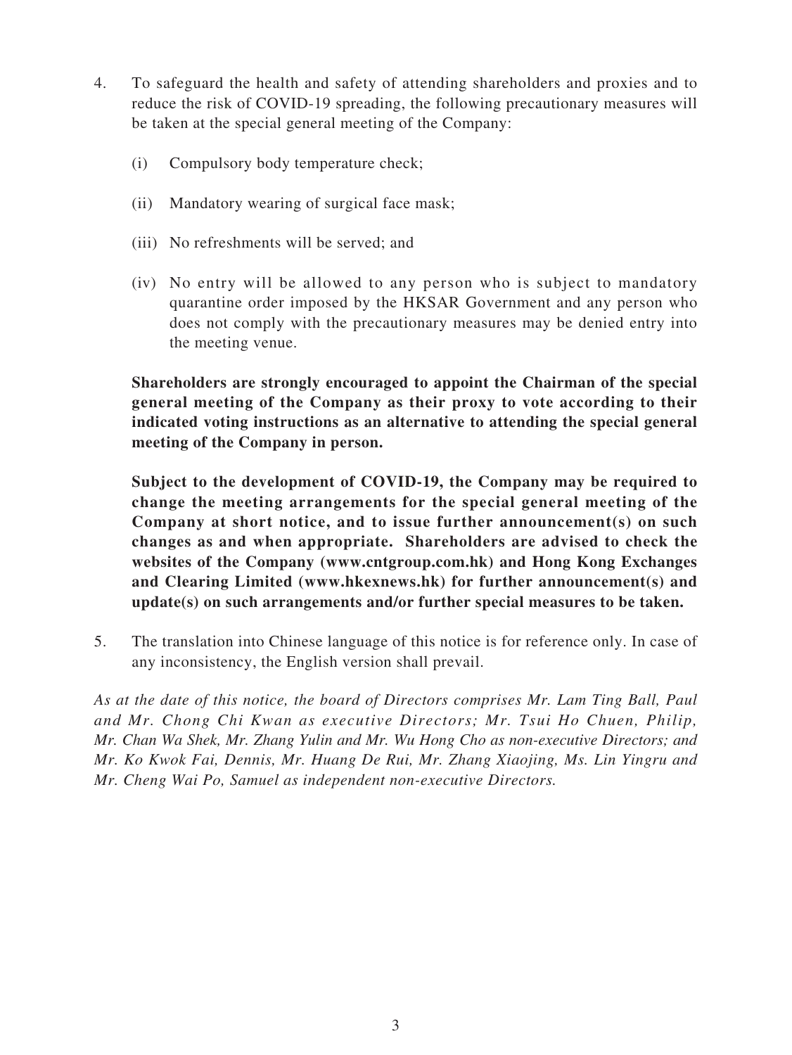4. To safeguard the health and safety of attending shareholders and proxies and to reduce the risk of COVID-19 spreading, the following precautionary measures will be taken at the special general meeting of the Company:

   (i) Compulsory body temperature check;

   (ii) Mandatory wearing of surgical face mask;

   (iii) No refreshments will be served; and

   (iv) No entry will be allowed to any person who is subject to mandatory quarantine order imposed by the HKSAR Government and any person who does not comply with the precautionary measures may be denied entry into the meeting venue.

   **Shareholders are strongly encouraged to appoint the Chairman of the special general meeting of the Company as their proxy to vote according to their indicated voting instructions as an alternative to attending the special general meeting of the Company in person.**

   **Subject to the development of COVID-19, the Company may be required to change the meeting arrangements for the special general meeting of the Company at short notice, and to issue further announcement(s) on such changes as and when appropriate. Shareholders are advised to check the websites of the Company (www.cntgroup.com.hk) and Hong Kong Exchanges and Clearing Limited (www.hkexnews.hk) for further announcement(s) and update(s) on such arrangements and/or further special measures to be taken.**

5. The translation into Chinese language of this notice is for reference only. In case of any inconsistency, the English version shall prevail.

*As at the date of this notice, the board of Directors comprises Mr. Lam Ting Ball, Paul and Mr. Chong Chi Kwan as executive Directors; Mr. Tsui Ho Chuen, Philip, Mr. Chan Wa Shek, Mr. Zhang Yulin and Mr. Wu Hong Cho as non-executive Directors; and Mr. Ko Kwok Fai, Dennis, Mr. Huang De Rui, Mr. Zhang Xiaojing, Ms. Lin Yingru and Mr. Cheng Wai Po, Samuel as independent non-executive Directors.*